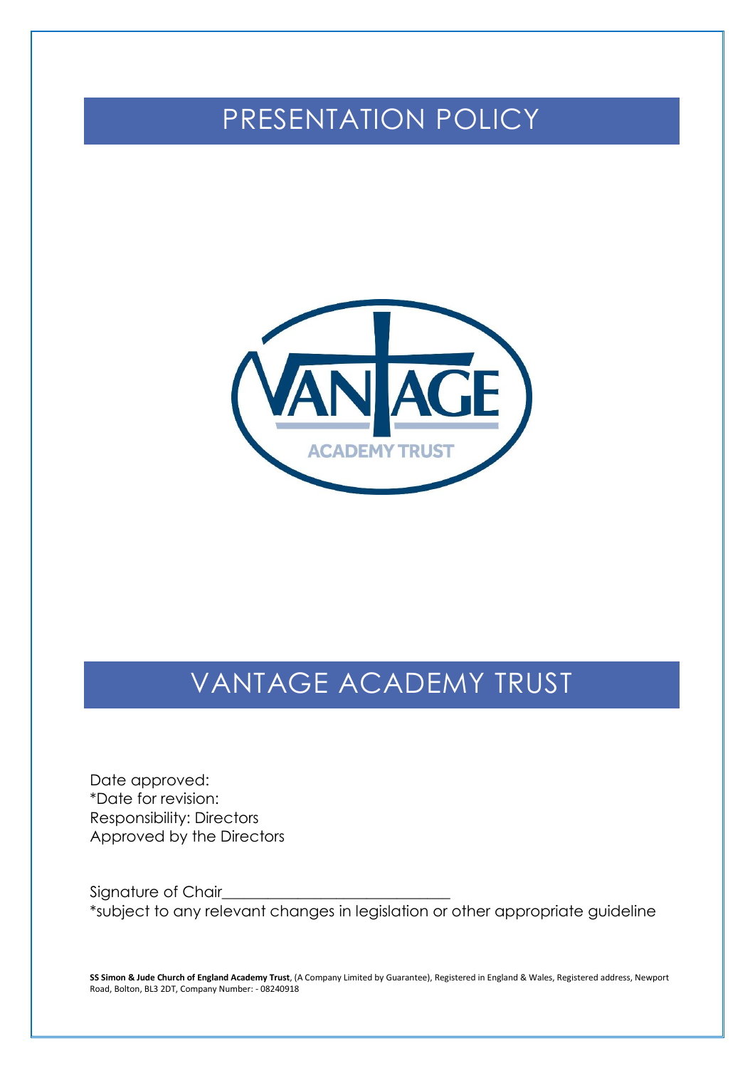# PRESENTATION POLICY

# VANTAGE ACADEMY TRUST

Date approved:
*Date for revision:
Responsibility: Directors
Approved by the Directors

Signature of Chair_____________________________
*subject to any relevant changes in legislation or other appropriate guideline

**SS Simon & Jude Church of England Academy Trust**, (A Company Limited by Guarantee), Registered in England & Wales, Registered address, Newport Road, Bolton, BL3 2DT, Company Number: - 08240918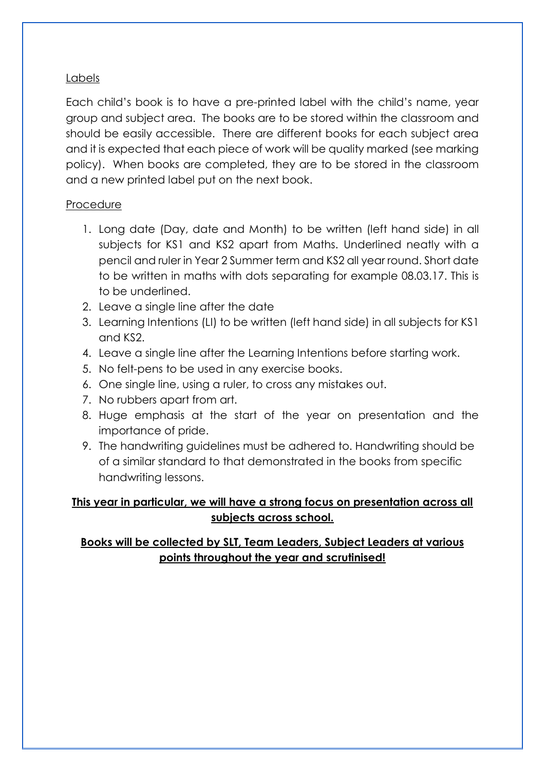<u>Labels</u>

Each child's book is to have a pre-printed label with the child's name, year group and subject area. The books are to be stored within the classroom and should be easily accessible. There are different books for each subject area and it is expected that each piece of work will be quality marked (see marking policy). When books are completed, they are to be stored in the classroom and a new printed label put on the next book.

<u>Procedure</u>

1. Long date (Day, date and Month) to be written (left hand side) in all subjects for KS1 and KS2 apart from Maths. Underlined neatly with a pencil and ruler in Year 2 Summer term and KS2 all year round. Short date to be written in maths with dots separating for example 08.03.17. This is to be underlined.
2. Leave a single line after the date
3. Learning Intentions (LI) to be written (left hand side) in all subjects for KS1 and KS2.
4. Leave a single line after the Learning Intentions before starting work.
5. No felt-pens to be used in any exercise books.
6. One single line, using a ruler, to cross any mistakes out.
7. No rubbers apart from art.
8. Huge emphasis at the start of the year on presentation and the importance of pride.
9. The handwriting guidelines must be adhered to. Handwriting should be of a similar standard to that demonstrated in the books from specific handwriting lessons.

<u>**This year in particular, we will have a strong focus on presentation across all subjects across school.**</u>

<u>**Books will be collected by SLT, Team Leaders, Subject Leaders at various points throughout the year and scrutinised!**</u>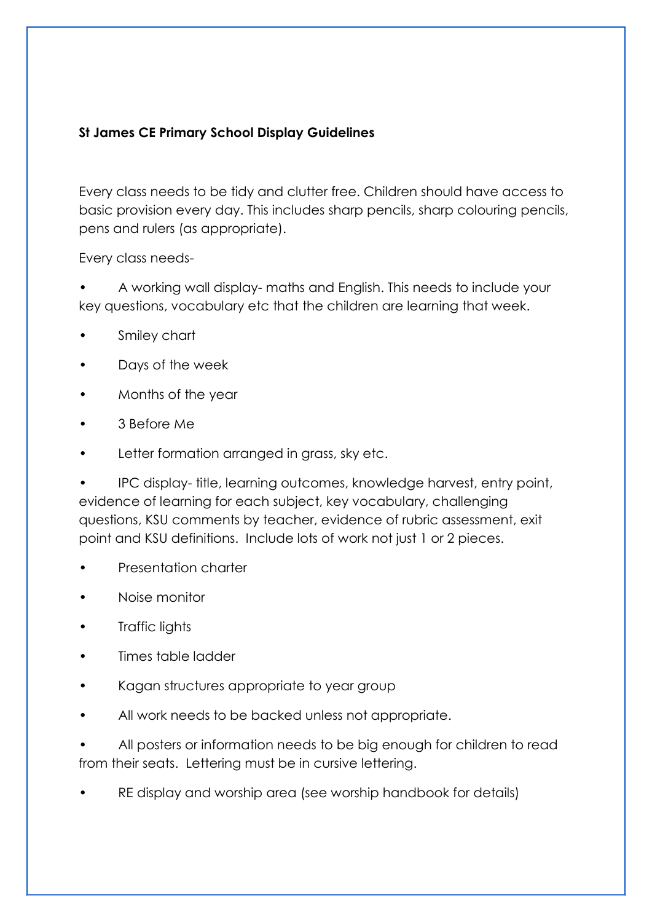**St James CE Primary School Display Guidelines**

Every class needs to be tidy and clutter free. Children should have access to basic provision every day. This includes sharp pencils, sharp colouring pencils, pens and rulers (as appropriate).

Every class needs-

- A working wall display- maths and English. This needs to include your key questions, vocabulary etc that the children are learning that week.
- Smiley chart
- Days of the week
- Months of the year
- 3 Before Me
- Letter formation arranged in grass, sky etc.
- IPC display- title, learning outcomes, knowledge harvest, entry point, evidence of learning for each subject, key vocabulary, challenging questions, KSU comments by teacher, evidence of rubric assessment, exit point and KSU definitions. Include lots of work not just 1 or 2 pieces.
- Presentation charter
- Noise monitor
- Traffic lights
- Times table ladder
- Kagan structures appropriate to year group
- All work needs to be backed unless not appropriate.
- All posters or information needs to be big enough for children to read from their seats. Lettering must be in cursive lettering.
- RE display and worship area (see worship handbook for details)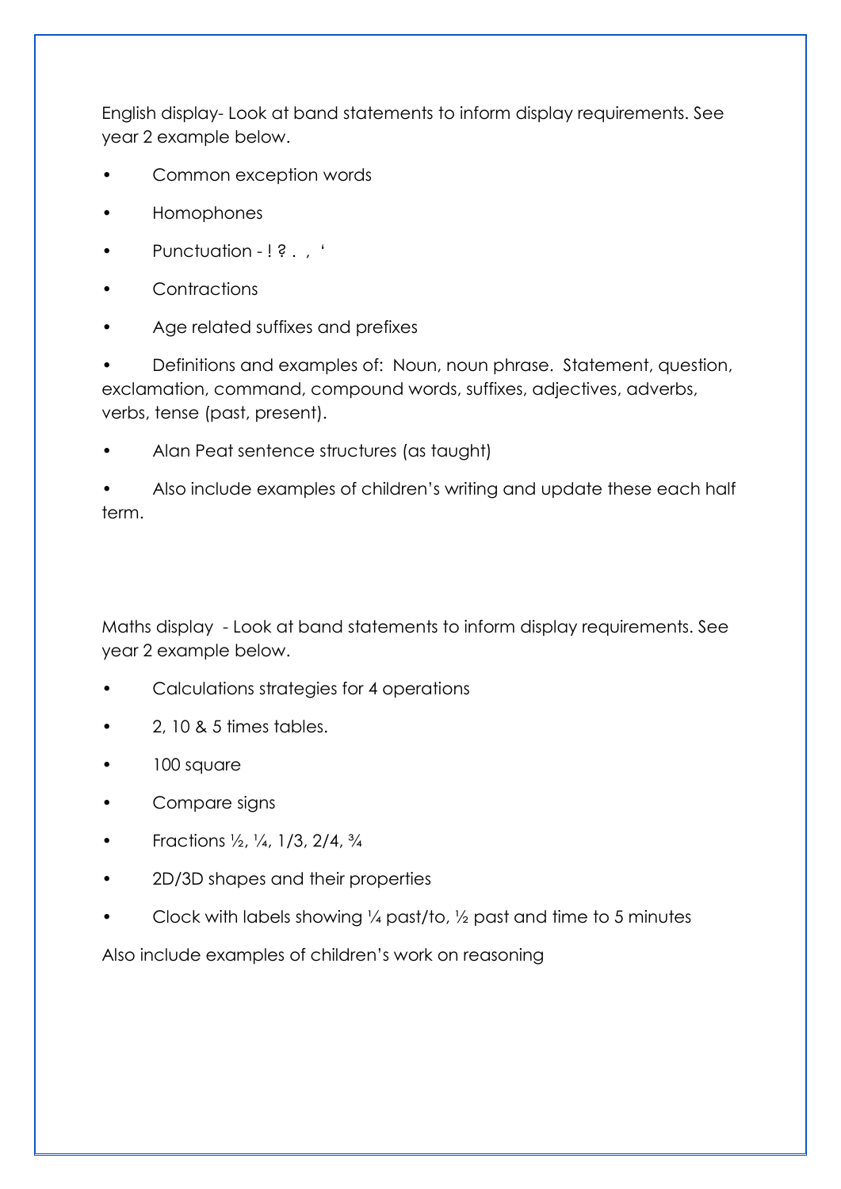English display- Look at band statements to inform display requirements. See year 2 example below.

- Common exception words
- Homophones
- Punctuation - ! ? . , ‘
- Contractions
- Age related suffixes and prefixes
- Definitions and examples of: Noun, noun phrase. Statement, question, exclamation, command, compound words, suffixes, adjectives, adverbs, verbs, tense (past, present).
- Alan Peat sentence structures (as taught)
- Also include examples of children’s writing and update these each half term.

Maths display - Look at band statements to inform display requirements. See year 2 example below.

- Calculations strategies for 4 operations
- 2, 10 & 5 times tables.
- 100 square
- Compare signs
- Fractions ½, ¼, 1/3, 2/4, ¾
- 2D/3D shapes and their properties
- Clock with labels showing ¼ past/to, ½ past and time to 5 minutes

Also include examples of children’s work on reasoning